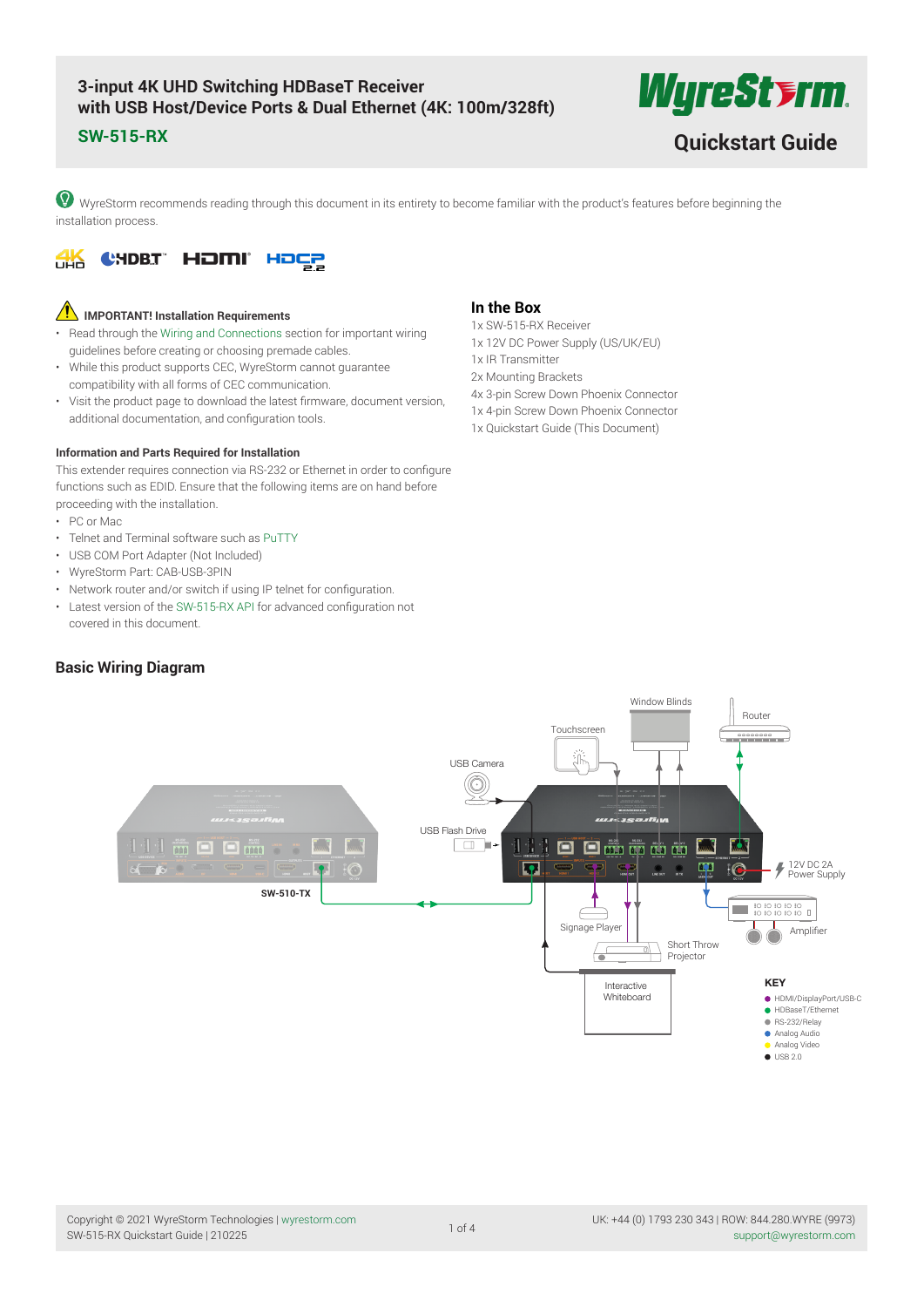# 3-input 4K UHD Switching HDBaseT Receiver with USB Host/Device Ports & Dual Ethernet (4K: 100m/328ft)

## SW-515-RX

Quickstart Guide

WyreStorm recommends reading through this document in its entirety to become familiar with the product's features before beginning the installation process.

### IMPORTANT! Installation Requirements

- Read through the Wiring and Connections section for important wiring guidelines before creating or choosing premade cables.
- While this product supports CEC, WyreStorm cannot guarantee compatibility with all forms of CEC communication.
- Visit the product page to download the latest firmware, document version, additional documentation, and configuration tools.

#### Information and Parts Required for Installation

This extender requires connection via RS-232 or Ethernet in order to configure functions such as EDID. Ensure that the following items are on hand before proceeding with the installation.

- PC or Mac
- Telnet and Terminal software such as PuTTY
- USB COM Port Adapter (Not Included)
- WyreStorm Part: CAB-USB-3PIN
- Network router and/or switch if using IP telnet for configuration.
- Latest version of the SW-515-RX API for advanced configuration not covered in this document.

## In the Box

1x SW-515-RX Receiver
1x 12V DC Power Supply (US/UK/EU)
1x IR Transmitter
2x Mounting Brackets
4x 3-pin Screw Down Phoenix Connector
1x 4-pin Screw Down Phoenix Connector
1x Quickstart Guide (This Document)

## Basic Wiring Diagram

Window Blinds
Router
Touchscreen
USB Camera
USB Flash Drive
SW-510-TX
12V DC 2A Power Supply
Amplifier
Signage Player
Short Throw Projector
Interactive Whiteboard

**KEY**
- HDMI/DisplayPort/USB-C
- HDBaseT/Ethernet
- RS-232/Relay
- Analog Audio
- Analog Video
- USB 2.0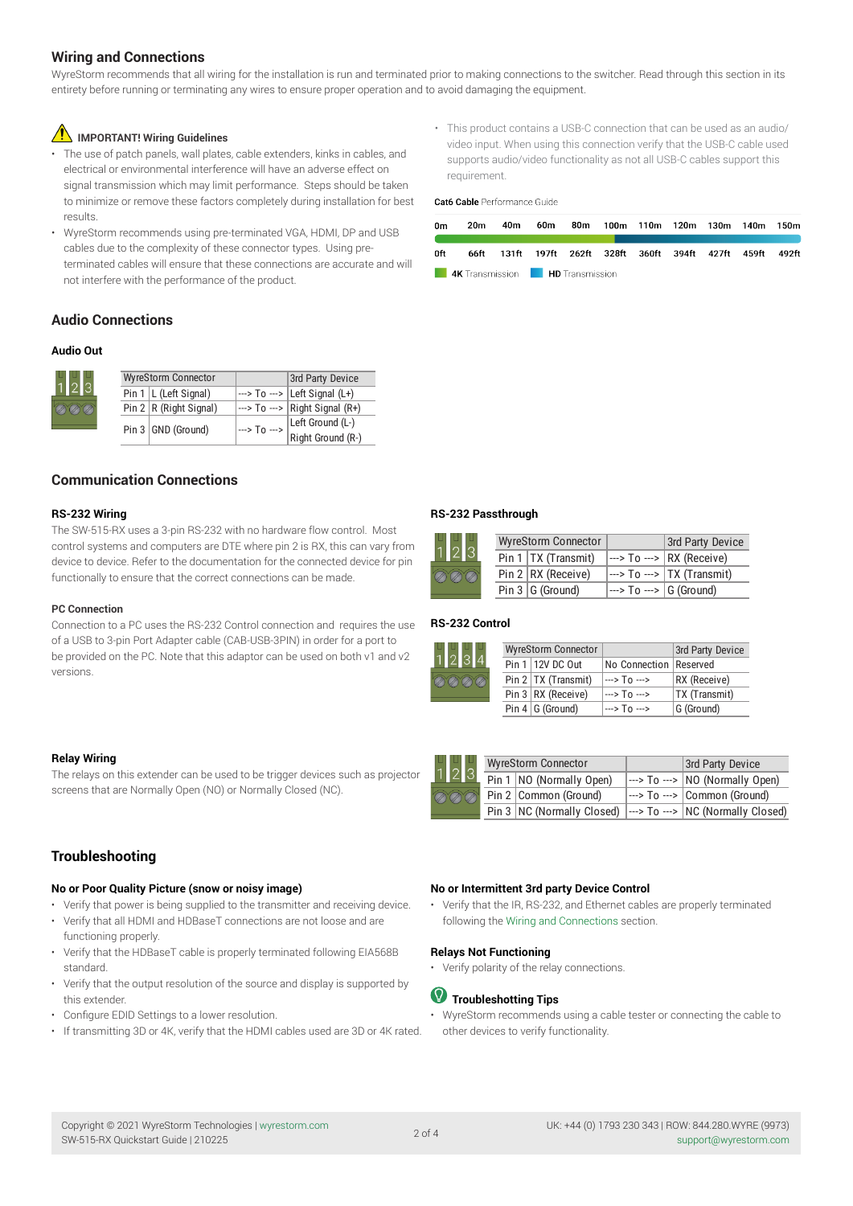## Wiring and Connections

WyreStorm recommends that all wiring for the installation is run and terminated prior to making connections to the switcher. Read through this section in its entirety before running or terminating any wires to ensure proper operation and to avoid damaging the equipment.

### IMPORTANT! Wiring Guidelines

- The use of patch panels, wall plates, cable extenders, kinks in cables, and electrical or environmental interference will have an adverse effect on signal transmission which may limit performance. Steps should be taken to minimize or remove these factors completely during installation for best results.
- WyreStorm recommends using pre-terminated VGA, HDMI, DP and USB cables due to the complexity of these connector types. Using pre-terminated cables will ensure that these connections are accurate and will not interfere with the performance of the product.
- This product contains a USB-C connection that can be used as an audio/video input. When using this connection verify that the USB-C cable used supports audio/video functionality as not all USB-C cables support this requirement.

**Cat6 Cable** Performance Guide

| 0m | 20m | 40m | 60m | 80m | 100m | 110m | 120m | 130m | 140m | 150m |
|---|---|---|---|---|---|---|---|---|---|---|
| 0ft | 66ft | 131ft | 197ft | 262ft | 328ft | 360ft | 394ft | 427ft | 459ft | 492ft |

**4K** Transmission  **HD** Transmission

## Audio Connections

### Audio Out

| WyreStorm Connector | | | 3rd Party Device |
|---|---|---|---|
| Pin 1 | L (Left Signal) | ---> To ---> | Left Signal (L+) |
| Pin 2 | R (Right Signal) | ---> To ---> | Right Signal (R+) |
| Pin 3 | GND (Ground) | ---> To ---> | Left Ground (L-)<br>Right Ground (R-) |

## Communication Connections

### RS-232 Wiring

The SW-515-RX uses a 3-pin RS-232 with no hardware flow control. Most control systems and computers are DTE where pin 2 is RX, this can vary from device to device. Refer to the documentation for the connected device for pin functionally to ensure that the correct connections can be made.

### PC Connection

Connection to a PC uses the RS-232 Control connection and requires the use of a USB to 3-pin Port Adapter cable (CAB-USB-3PIN) in order for a port to be provided on the PC. Note that this adaptor can be used on both v1 and v2 versions.

### RS-232 Passthrough

| WyreStorm Connector | | | 3rd Party Device |
|---|---|---|---|
| Pin 1 | TX (Transmit) | ---> To ---> | RX (Receive) |
| Pin 2 | RX (Receive) | ---> To ---> | TX (Transmit) |
| Pin 3 | G (Ground) | ---> To ---> | G (Ground) |

### RS-232 Control

| WyreStorm Connector | | | 3rd Party Device |
|---|---|---|---|
| Pin 1 | 12V DC Out | No Connection | Reserved |
| Pin 2 | TX (Transmit) | ---> To ---> | RX (Receive) |
| Pin 3 | RX (Receive) | ---> To ---> | TX (Transmit) |
| Pin 4 | G (Ground) | ---> To ---> | G (Ground) |

### Relay Wiring

The relays on this extender can be used to be trigger devices such as projector screens that are Normally Open (NO) or Normally Closed (NC).

| WyreStorm Connector | | | 3rd Party Device |
|---|---|---|---|
| Pin 1 | NO (Normally Open) | ---> To ---> | NO (Normally Open) |
| Pin 2 | Common (Ground) | ---> To ---> | Common (Ground) |
| Pin 3 | NC (Normally Closed) | ---> To ---> | NC (Normally Closed) |

## Troubleshooting

### No or Poor Quality Picture (snow or noisy image)

- Verify that power is being supplied to the transmitter and receiving device.
- Verify that all HDMI and HDBaseT connections are not loose and are functioning properly.
- Verify that the HDBaseT cable is properly terminated following EIA568B standard.
- Verify that the output resolution of the source and display is supported by this extender.
- Configure EDID Settings to a lower resolution.
- If transmitting 3D or 4K, verify that the HDMI cables used are 3D or 4K rated.

### No or Intermittent 3rd party Device Control

- Verify that the IR, RS-232, and Ethernet cables are properly terminated following the Wiring and Connections section.

### Relays Not Functioning

- Verify polarity of the relay connections.

### Troubleshooting Tips

- WyreStorm recommends using a cable tester or connecting the cable to other devices to verify functionality.

Copyright © 2021 WyreStorm Technologies | wyrestorm.com
SW-515-RX Quickstart Guide | 210225

UK: +44 (0) 1793 230 343 | ROW: 844.280.WYRE (9973)
support@wyrestorm.com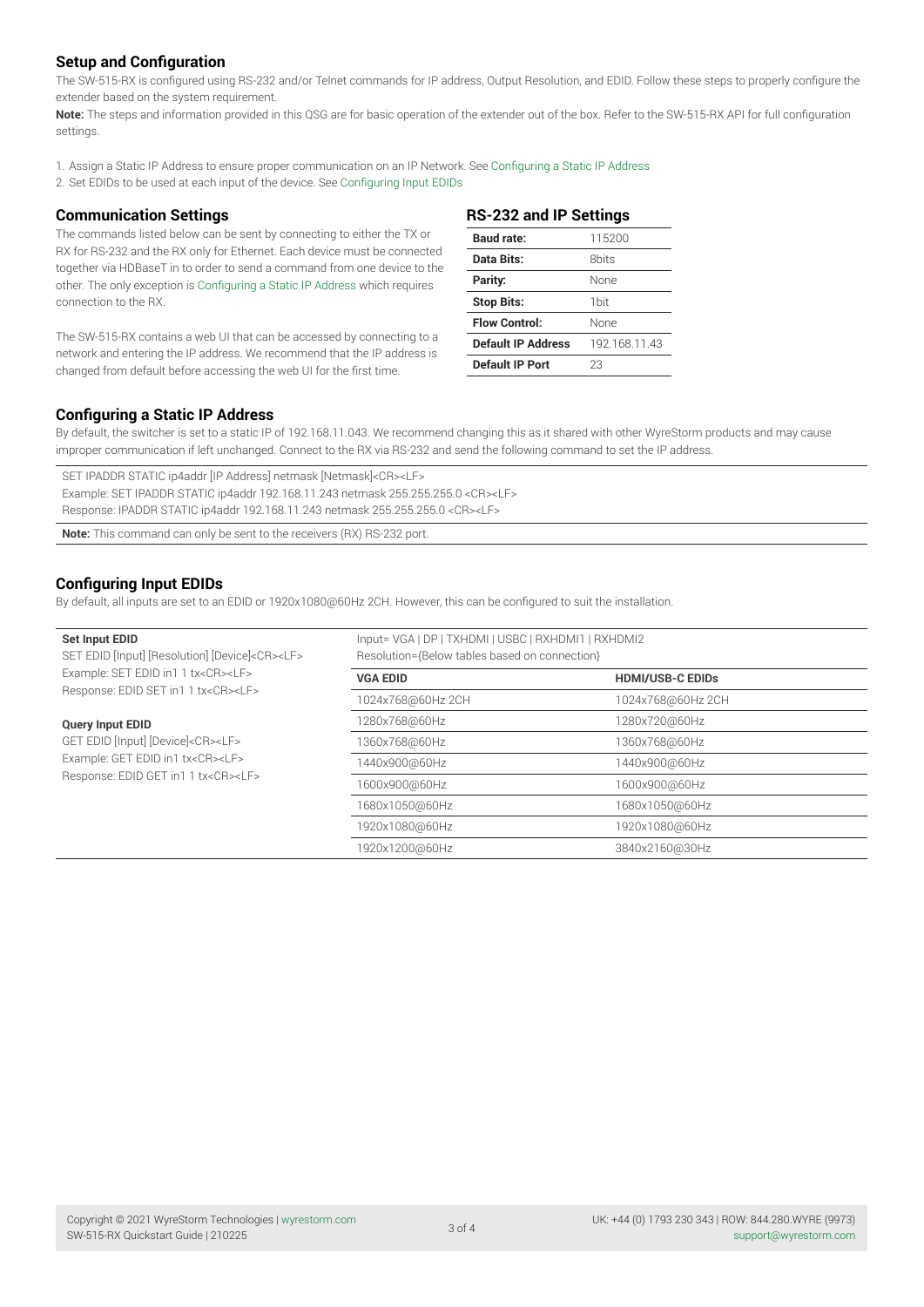## Setup and Configuration

The SW-515-RX is configured using RS-232 and/or Telnet commands for IP address, Output Resolution, and EDID. Follow these steps to properly configure the extender based on the system requirement.

**Note:** The steps and information provided in this QSG are for basic operation of the extender out of the box. Refer to the SW-515-RX API for full configuration settings.

1. Assign a Static IP Address to ensure proper communication on an IP Network. See Configuring a Static IP Address
2. Set EDIDs to be used at each input of the device. See Configuring Input EDIDs

## Communication Settings

The commands listed below can be sent by connecting to either the TX or RX for RS-232 and the RX only for Ethernet. Each device must be connected together via HDBaseT in to order to send a command from one device to the other. The only exception is Configuring a Static IP Address which requires connection to the RX.

The SW-515-RX contains a web UI that can be accessed by connecting to a network and entering the IP address. We recommend that the IP address is changed from default before accessing the web UI for the first time.

## RS-232 and IP Settings

| | |
|---|---|
| **Baud rate:** | 115200 |
| **Data Bits:** | 8bits |
| **Parity:** | None |
| **Stop Bits:** | 1bit |
| **Flow Control:** | None |
| **Default IP Address** | 192.168.11.43 |
| **Default IP Port** | 23 |

## Configuring a Static IP Address

By default, the switcher is set to a static IP of 192.168.11.043. We recommend changing this as it shared with other WyreStorm products and may cause improper communication if left unchanged. Connect to the RX via RS-232 and send the following command to set the IP address.

SET IPADDR STATIC ip4addr [IP Address] netmask [Netmask]<CR><LF>
Example: SET IPADDR STATIC ip4addr 192.168.11.243 netmask 255.255.255.0 <CR><LF>
Response: IPADDR STATIC ip4addr 192.168.11.243 netmask 255.255.255.0 <CR><LF>

**Note:** This command can only be sent to the receivers (RX) RS-232 port.

## Configuring Input EDIDs

By default, all inputs are set to an EDID or 1920x1080@60Hz 2CH. However, this can be configured to suit the installation.

**Set Input EDID**
SET EDID [Input] [Resolution] [Device]<CR><LF>
Example: SET EDID in1 1 tx<CR><LF>
Response: EDID SET in1 1 tx<CR><LF>

**Query Input EDID**
GET EDID [Input] [Device]<CR><LF>
Example: GET EDID in1 tx<CR><LF>
Response: EDID GET in1 1 tx<CR><LF>

Input= VGA | DP | TXHDMI | USBC | RXHDMI1 | RXHDMI2
Resolution={Below tables based on connection}

| VGA EDID | HDMI/USB-C EDIDs |
|---|---|
| 1024x768@60Hz 2CH | 1024x768@60Hz 2CH |
| 1280x768@60Hz | 1280x720@60Hz |
| 1360x768@60Hz | 1360x768@60Hz |
| 1440x900@60Hz | 1440x900@60Hz |
| 1600x900@60Hz | 1600x900@60Hz |
| 1680x1050@60Hz | 1680x1050@60Hz |
| 1920x1080@60Hz | 1920x1080@60Hz |
| 1920x1200@60Hz | 3840x2160@30Hz |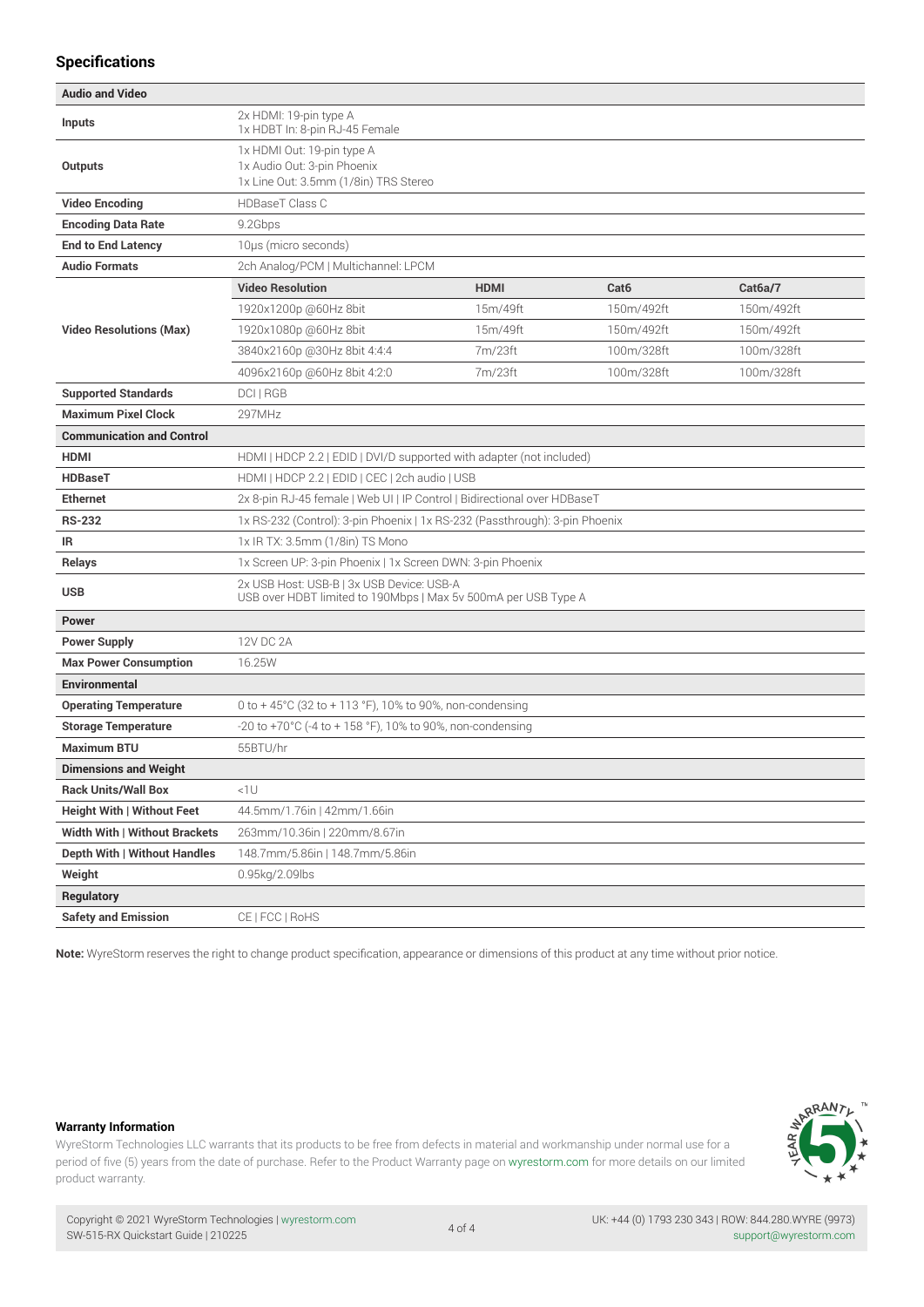## Specifications

| | | | | |
|---|---|---|---|---|
| **Audio and Video** | | | | |
| **Inputs** | 2x HDMI: 19-pin type A<br>1x HDBT In: 8-pin RJ-45 Female | | | |
| **Outputs** | 1x HDMI Out: 19-pin type A<br>1x Audio Out: 3-pin Phoenix<br>1x Line Out: 3.5mm (1/8in) TRS Stereo | | | |
| **Video Encoding** | HDBaseT Class C | | | |
| **Encoding Data Rate** | 9.2Gbps | | | |
| **End to End Latency** | 10µs (micro seconds) | | | |
| **Audio Formats** | 2ch Analog/PCM \| Multichannel: LPCM | | | |
| **Video Resolutions (Max)** | **Video Resolution** | **HDMI** | **Cat6** | **Cat6a/7** |
| | 1920x1200p @60Hz 8bit | 15m/49ft | 150m/492ft | 150m/492ft |
| | 1920x1080p @60Hz 8bit | 15m/49ft | 150m/492ft | 150m/492ft |
| | 3840x2160p @30Hz 8bit 4:4:4 | 7m/23ft | 100m/328ft | 100m/328ft |
| | 4096x2160p @60Hz 8bit 4:2:0 | 7m/23ft | 100m/328ft | 100m/328ft |
| **Supported Standards** | DCI \| RGB | | | |
| **Maximum Pixel Clock** | 297MHz | | | |
| **Communication and Control** | | | | |
| **HDMI** | HDMI \| HDCP 2.2 \| EDID \| DVI/D supported with adapter (not included) | | | |
| **HDBaseT** | HDMI \| HDCP 2.2 \| EDID \| CEC \| 2ch audio \| USB | | | |
| **Ethernet** | 2x 8-pin RJ-45 female \| Web UI \| IP Control \| Bidirectional over HDBaseT | | | |
| **RS-232** | 1x RS-232 (Control): 3-pin Phoenix \| 1x RS-232 (Passthrough): 3-pin Phoenix | | | |
| **IR** | 1x IR TX: 3.5mm (1/8in) TS Mono | | | |
| **Relays** | 1x Screen UP: 3-pin Phoenix \| 1x Screen DWN: 3-pin Phoenix | | | |
| **USB** | 2x USB Host: USB-B \| 3x USB Device: USB-A<br>USB over HDBT limited to 190Mbps \| Max 5v 500mA per USB Type A | | | |
| **Power** | | | | |
| **Power Supply** | 12V DC 2A | | | |
| **Max Power Consumption** | 16.25W | | | |
| **Environmental** | | | | |
| **Operating Temperature** | 0 to + 45°C (32 to + 113 °F), 10% to 90%, non-condensing | | | |
| **Storage Temperature** | -20 to +70°C (-4 to + 158 °F), 10% to 90%, non-condensing | | | |
| **Maximum BTU** | 55BTU/hr | | | |
| **Dimensions and Weight** | | | | |
| **Rack Units/Wall Box** | <1U | | | |
| **Height With \| Without Feet** | 44.5mm/1.76in \| 42mm/1.66in | | | |
| **Width With \| Without Brackets** | 263mm/10.36in \| 220mm/8.67in | | | |
| **Depth With \| Without Handles** | 148.7mm/5.86in \| 148.7mm/5.86in | | | |
| **Weight** | 0.95kg/2.09lbs | | | |
| **Regulatory** | | | | |
| **Safety and Emission** | CE \| FCC \| RoHS | | | |

**Note:** WyreStorm reserves the right to change product specification, appearance or dimensions of this product at any time without prior notice.

### Warranty Information

WyreStorm Technologies LLC warrants that its products to be free from defects in material and workmanship under normal use for a period of five (5) years from the date of purchase. Refer to the Product Warranty page on wyrestorm.com for more details on our limited product warranty.

Copyright © 2021 WyreStorm Technologies | wyrestorm.com
SW-515-RX Quickstart Guide | 210225

UK: +44 (0) 1793 230 343 | ROW: 844.280.WYRE (9973)
support@wyrestorm.com